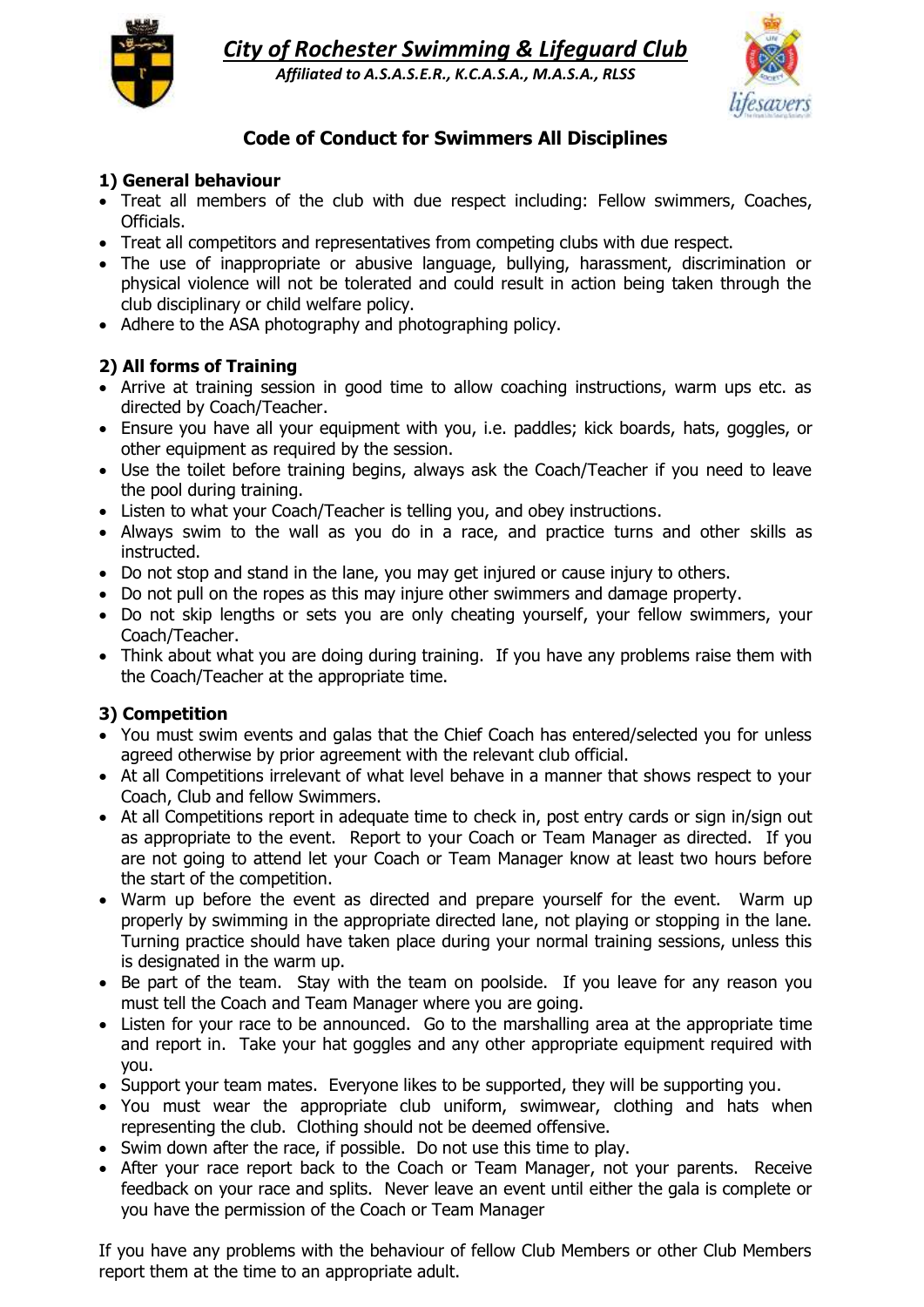# *City of Rochester Swimming & Lifeguard Club*

***Affiliated to A.S.A.S.E.R., K.C.A.S.A., M.A.S.A., RLSS***

## Code of Conduct for Swimmers All Disciplines

### 1) General behaviour

- Treat all members of the club with due respect including: Fellow swimmers, Coaches, Officials.
- Treat all competitors and representatives from competing clubs with due respect.
- The use of inappropriate or abusive language, bullying, harassment, discrimination or physical violence will not be tolerated and could result in action being taken through the club disciplinary or child welfare policy.
- Adhere to the ASA photography and photographing policy.

### 2) All forms of Training

- Arrive at training session in good time to allow coaching instructions, warm ups etc. as directed by Coach/Teacher.
- Ensure you have all your equipment with you, i.e. paddles; kick boards, hats, goggles, or other equipment as required by the session.
- Use the toilet before training begins, always ask the Coach/Teacher if you need to leave the pool during training.
- Listen to what your Coach/Teacher is telling you, and obey instructions.
- Always swim to the wall as you do in a race, and practice turns and other skills as instructed.
- Do not stop and stand in the lane, you may get injured or cause injury to others.
- Do not pull on the ropes as this may injure other swimmers and damage property.
- Do not skip lengths or sets you are only cheating yourself, your fellow swimmers, your Coach/Teacher.
- Think about what you are doing during training. If you have any problems raise them with the Coach/Teacher at the appropriate time.

### 3) Competition

- You must swim events and galas that the Chief Coach has entered/selected you for unless agreed otherwise by prior agreement with the relevant club official.
- At all Competitions irrelevant of what level behave in a manner that shows respect to your Coach, Club and fellow Swimmers.
- At all Competitions report in adequate time to check in, post entry cards or sign in/sign out as appropriate to the event. Report to your Coach or Team Manager as directed. If you are not going to attend let your Coach or Team Manager know at least two hours before the start of the competition.
- Warm up before the event as directed and prepare yourself for the event. Warm up properly by swimming in the appropriate directed lane, not playing or stopping in the lane. Turning practice should have taken place during your normal training sessions, unless this is designated in the warm up.
- Be part of the team. Stay with the team on poolside. If you leave for any reason you must tell the Coach and Team Manager where you are going.
- Listen for your race to be announced. Go to the marshalling area at the appropriate time and report in. Take your hat goggles and any other appropriate equipment required with you.
- Support your team mates. Everyone likes to be supported, they will be supporting you.
- You must wear the appropriate club uniform, swimwear, clothing and hats when representing the club. Clothing should not be deemed offensive.
- Swim down after the race, if possible. Do not use this time to play.
- After your race report back to the Coach or Team Manager, not your parents. Receive feedback on your race and splits. Never leave an event until either the gala is complete or you have the permission of the Coach or Team Manager

If you have any problems with the behaviour of fellow Club Members or other Club Members report them at the time to an appropriate adult.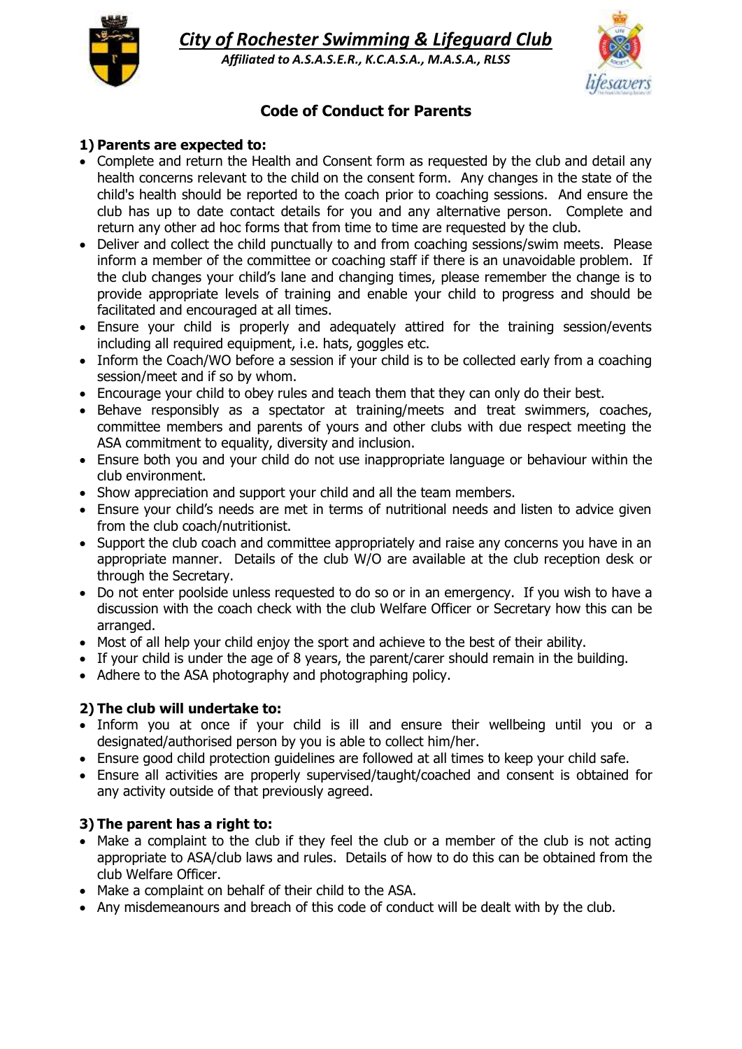# *City of Rochester Swimming & Lifeguard Club*

***Affiliated to A.S.A.S.E.R., K.C.A.S.A., M.A.S.A., RLSS***

## Code of Conduct for Parents

### 1) Parents are expected to:

- Complete and return the Health and Consent form as requested by the club and detail any health concerns relevant to the child on the consent form. Any changes in the state of the child's health should be reported to the coach prior to coaching sessions. And ensure the club has up to date contact details for you and any alternative person. Complete and return any other ad hoc forms that from time to time are requested by the club.
- Deliver and collect the child punctually to and from coaching sessions/swim meets. Please inform a member of the committee or coaching staff if there is an unavoidable problem. If the club changes your child's lane and changing times, please remember the change is to provide appropriate levels of training and enable your child to progress and should be facilitated and encouraged at all times.
- Ensure your child is properly and adequately attired for the training session/events including all required equipment, i.e. hats, goggles etc.
- Inform the Coach/WO before a session if your child is to be collected early from a coaching session/meet and if so by whom.
- Encourage your child to obey rules and teach them that they can only do their best.
- Behave responsibly as a spectator at training/meets and treat swimmers, coaches, committee members and parents of yours and other clubs with due respect meeting the ASA commitment to equality, diversity and inclusion.
- Ensure both you and your child do not use inappropriate language or behaviour within the club environment.
- Show appreciation and support your child and all the team members.
- Ensure your child's needs are met in terms of nutritional needs and listen to advice given from the club coach/nutritionist.
- Support the club coach and committee appropriately and raise any concerns you have in an appropriate manner. Details of the club W/O are available at the club reception desk or through the Secretary.
- Do not enter poolside unless requested to do so or in an emergency. If you wish to have a discussion with the coach check with the club Welfare Officer or Secretary how this can be arranged.
- Most of all help your child enjoy the sport and achieve to the best of their ability.
- If your child is under the age of 8 years, the parent/carer should remain in the building.
- Adhere to the ASA photography and photographing policy.

### 2) The club will undertake to:

- Inform you at once if your child is ill and ensure their wellbeing until you or a designated/authorised person by you is able to collect him/her.
- Ensure good child protection guidelines are followed at all times to keep your child safe.
- Ensure all activities are properly supervised/taught/coached and consent is obtained for any activity outside of that previously agreed.

### 3) The parent has a right to:

- Make a complaint to the club if they feel the club or a member of the club is not acting appropriate to ASA/club laws and rules. Details of how to do this can be obtained from the club Welfare Officer.
- Make a complaint on behalf of their child to the ASA.
- Any misdemeanours and breach of this code of conduct will be dealt with by the club.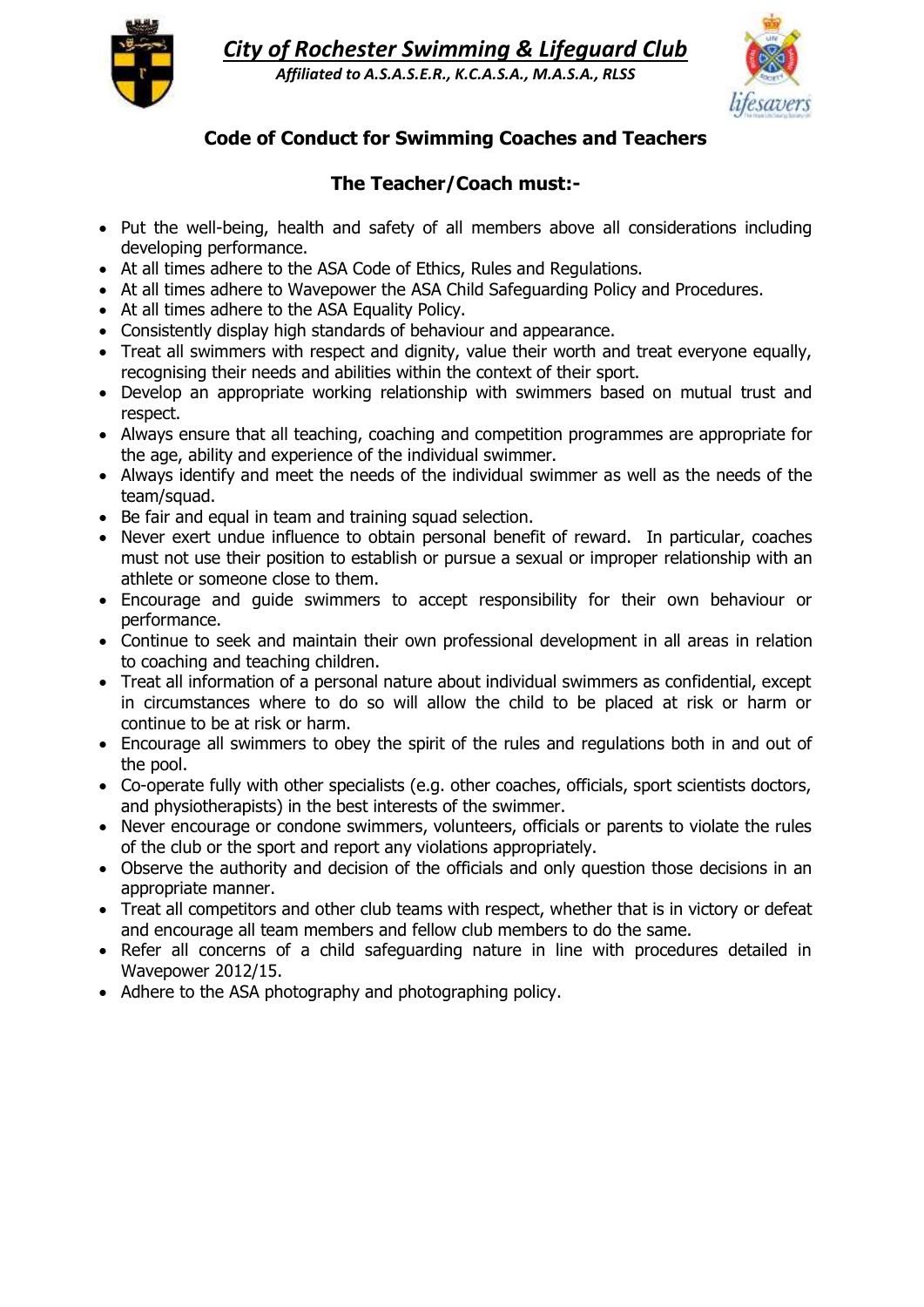# *City of Rochester Swimming & Lifeguard Club*

***Affiliated to A.S.A.S.E.R., K.C.A.S.A., M.A.S.A., RLSS***

## Code of Conduct for Swimming Coaches and Teachers

### The Teacher/Coach must:-

- Put the well-being, health and safety of all members above all considerations including developing performance.
- At all times adhere to the ASA Code of Ethics, Rules and Regulations.
- At all times adhere to Wavepower the ASA Child Safeguarding Policy and Procedures.
- At all times adhere to the ASA Equality Policy.
- Consistently display high standards of behaviour and appearance.
- Treat all swimmers with respect and dignity, value their worth and treat everyone equally, recognising their needs and abilities within the context of their sport.
- Develop an appropriate working relationship with swimmers based on mutual trust and respect.
- Always ensure that all teaching, coaching and competition programmes are appropriate for the age, ability and experience of the individual swimmer.
- Always identify and meet the needs of the individual swimmer as well as the needs of the team/squad.
- Be fair and equal in team and training squad selection.
- Never exert undue influence to obtain personal benefit of reward. In particular, coaches must not use their position to establish or pursue a sexual or improper relationship with an athlete or someone close to them.
- Encourage and guide swimmers to accept responsibility for their own behaviour or performance.
- Continue to seek and maintain their own professional development in all areas in relation to coaching and teaching children.
- Treat all information of a personal nature about individual swimmers as confidential, except in circumstances where to do so will allow the child to be placed at risk or harm or continue to be at risk or harm.
- Encourage all swimmers to obey the spirit of the rules and regulations both in and out of the pool.
- Co-operate fully with other specialists (e.g. other coaches, officials, sport scientists doctors, and physiotherapists) in the best interests of the swimmer.
- Never encourage or condone swimmers, volunteers, officials or parents to violate the rules of the club or the sport and report any violations appropriately.
- Observe the authority and decision of the officials and only question those decisions in an appropriate manner.
- Treat all competitors and other club teams with respect, whether that is in victory or defeat and encourage all team members and fellow club members to do the same.
- Refer all concerns of a child safeguarding nature in line with procedures detailed in Wavepower 2012/15.
- Adhere to the ASA photography and photographing policy.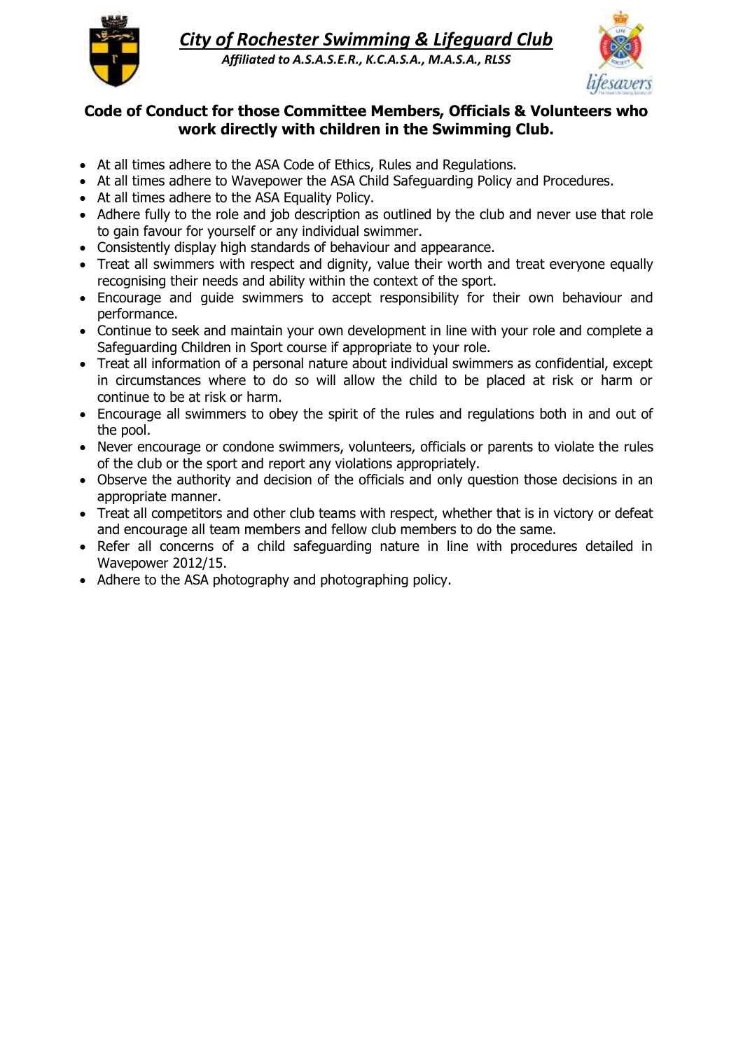# *City of Rochester Swimming & Lifeguard Club*

***Affiliated to A.S.A.S.E.R., K.C.A.S.A., M.A.S.A., RLSS***

## Code of Conduct for those Committee Members, Officials & Volunteers who work directly with children in the Swimming Club.

- At all times adhere to the ASA Code of Ethics, Rules and Regulations.
- At all times adhere to Wavepower the ASA Child Safeguarding Policy and Procedures.
- At all times adhere to the ASA Equality Policy.
- Adhere fully to the role and job description as outlined by the club and never use that role to gain favour for yourself or any individual swimmer.
- Consistently display high standards of behaviour and appearance.
- Treat all swimmers with respect and dignity, value their worth and treat everyone equally recognising their needs and ability within the context of the sport.
- Encourage and guide swimmers to accept responsibility for their own behaviour and performance.
- Continue to seek and maintain your own development in line with your role and complete a Safeguarding Children in Sport course if appropriate to your role.
- Treat all information of a personal nature about individual swimmers as confidential, except in circumstances where to do so will allow the child to be placed at risk or harm or continue to be at risk or harm.
- Encourage all swimmers to obey the spirit of the rules and regulations both in and out of the pool.
- Never encourage or condone swimmers, volunteers, officials or parents to violate the rules of the club or the sport and report any violations appropriately.
- Observe the authority and decision of the officials and only question those decisions in an appropriate manner.
- Treat all competitors and other club teams with respect, whether that is in victory or defeat and encourage all team members and fellow club members to do the same.
- Refer all concerns of a child safeguarding nature in line with procedures detailed in Wavepower 2012/15.
- Adhere to the ASA photography and photographing policy.